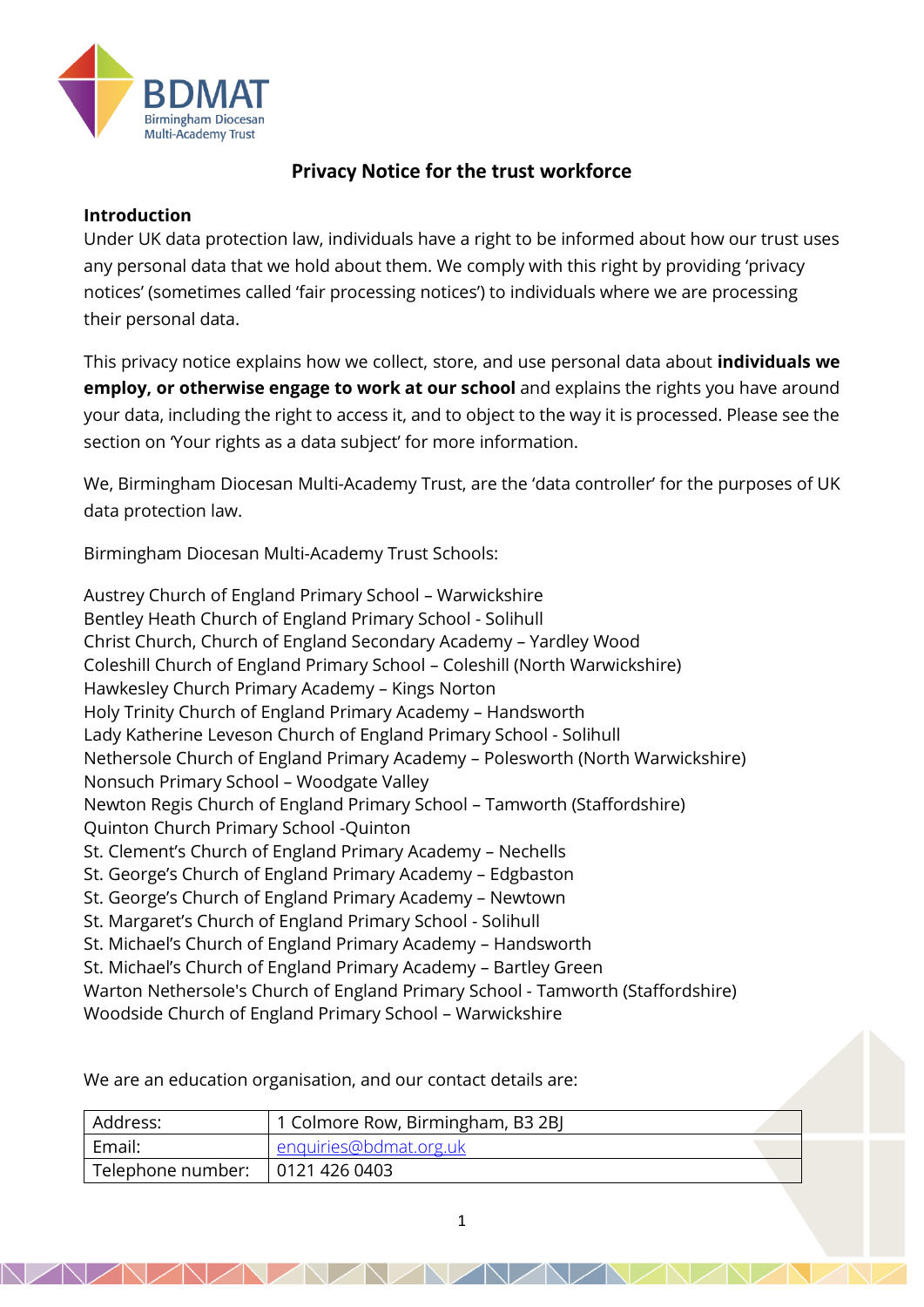# Privacy Notice for the trust workforce

## Introduction

Under UK data protection law, individuals have a right to be informed about how our trust uses any personal data that we hold about them. We comply with this right by providing 'privacy notices' (sometimes called 'fair processing notices') to individuals where we are processing their personal data.

This privacy notice explains how we collect, store, and use personal data about **individuals we employ, or otherwise engage to work at our school** and explains the rights you have around your data, including the right to access it, and to object to the way it is processed. Please see the section on 'Your rights as a data subject' for more information.

We, Birmingham Diocesan Multi-Academy Trust, are the 'data controller' for the purposes of UK data protection law.

Birmingham Diocesan Multi-Academy Trust Schools:

Austrey Church of England Primary School – Warwickshire
Bentley Heath Church of England Primary School - Solihull
Christ Church, Church of England Secondary Academy – Yardley Wood
Coleshill Church of England Primary School – Coleshill (North Warwickshire)
Hawkesley Church Primary Academy – Kings Norton
Holy Trinity Church of England Primary Academy – Handsworth
Lady Katherine Leveson Church of England Primary School - Solihull
Nethersole Church of England Primary Academy – Polesworth (North Warwickshire)
Nonsuch Primary School – Woodgate Valley
Newton Regis Church of England Primary School – Tamworth (Staffordshire)
Quinton Church Primary School -Quinton
St. Clement's Church of England Primary Academy – Nechells
St. George's Church of England Primary Academy – Edgbaston
St. George's Church of England Primary Academy – Newtown
St. Margaret's Church of England Primary School - Solihull
St. Michael's Church of England Primary Academy – Handsworth
St. Michael's Church of England Primary Academy – Bartley Green
Warton Nethersole's Church of England Primary School - Tamworth (Staffordshire)
Woodside Church of England Primary School – Warwickshire

We are an education organisation, and our contact details are:

| Address: | 1 Colmore Row, Birmingham, B3 2BJ |
|---|---|
| Email: | enquiries@bdmat.org.uk |
| Telephone number: | 0121 426 0403 |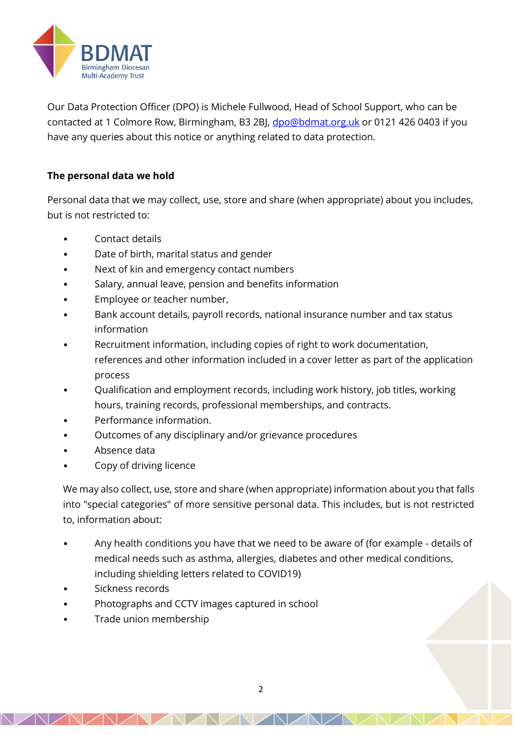Our Data Protection Officer (DPO) is Michele Fullwood, Head of School Support, who can be contacted at 1 Colmore Row, Birmingham, B3 2BJ, dpo@bdmat.org.uk or 0121 426 0403 if you have any queries about this notice or anything related to data protection.

**The personal data we hold**

Personal data that we may collect, use, store and share (when appropriate) about you includes, but is not restricted to:

- Contact details
- Date of birth, marital status and gender
- Next of kin and emergency contact numbers
- Salary, annual leave, pension and benefits information
- Employee or teacher number,
- Bank account details, payroll records, national insurance number and tax status information
- Recruitment information, including copies of right to work documentation, references and other information included in a cover letter as part of the application process
- Qualification and employment records, including work history, job titles, working hours, training records, professional memberships, and contracts.
- Performance information.
- Outcomes of any disciplinary and/or grievance procedures
- Absence data
- Copy of driving licence

We may also collect, use, store and share (when appropriate) information about you that falls into "special categories" of more sensitive personal data. This includes, but is not restricted to, information about:

- Any health conditions you have that we need to be aware of (for example - details of medical needs such as asthma, allergies, diabetes and other medical conditions, including shielding letters related to COVID19)
- Sickness records
- Photographs and CCTV images captured in school
- Trade union membership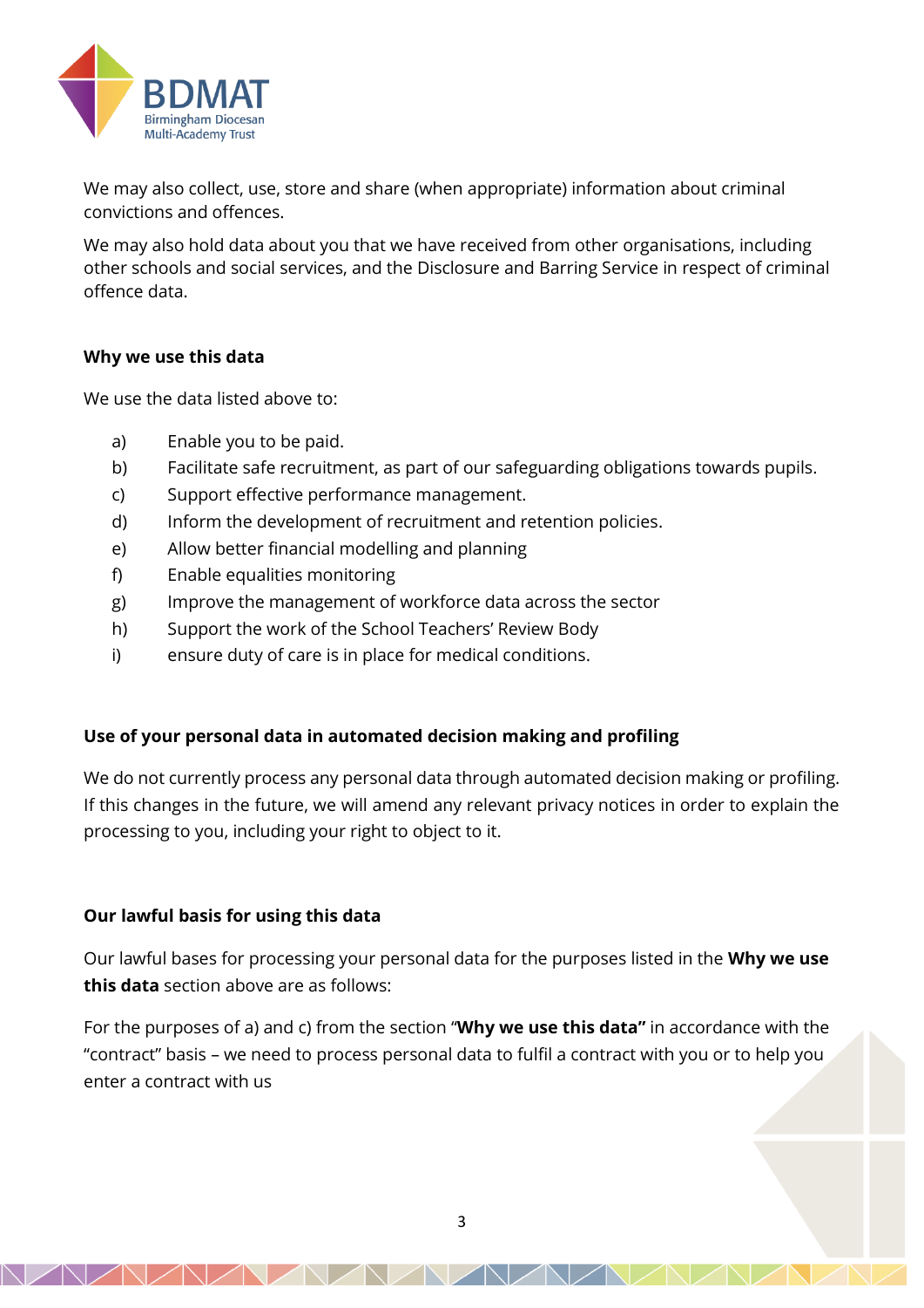We may also collect, use, store and share (when appropriate) information about criminal convictions and offences.

We may also hold data about you that we have received from other organisations, including other schools and social services, and the Disclosure and Barring Service in respect of criminal offence data.

**Why we use this data**

We use the data listed above to:

a) Enable you to be paid.
b) Facilitate safe recruitment, as part of our safeguarding obligations towards pupils.
c) Support effective performance management.
d) Inform the development of recruitment and retention policies.
e) Allow better financial modelling and planning
f) Enable equalities monitoring
g) Improve the management of workforce data across the sector
h) Support the work of the School Teachers' Review Body
i) ensure duty of care is in place for medical conditions.

**Use of your personal data in automated decision making and profiling**

We do not currently process any personal data through automated decision making or profiling. If this changes in the future, we will amend any relevant privacy notices in order to explain the processing to you, including your right to object to it.

**Our lawful basis for using this data**

Our lawful bases for processing your personal data for the purposes listed in the **Why we use this data** section above are as follows:

For the purposes of a) and c) from the section "**Why we use this data"** in accordance with the "contract" basis – we need to process personal data to fulfil a contract with you or to help you enter a contract with us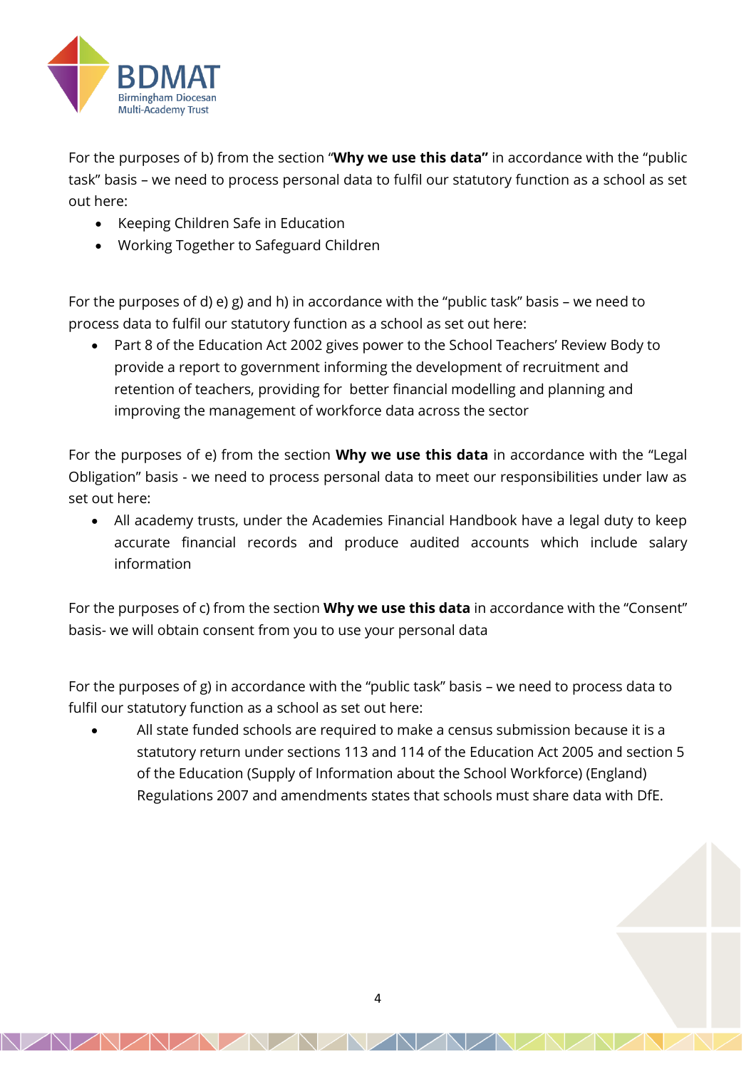For the purposes of b) from the section "**Why we use this data"** in accordance with the "public task" basis – we need to process personal data to fulfil our statutory function as a school as set out here:

- Keeping Children Safe in Education
- Working Together to Safeguard Children

For the purposes of d) e) g) and h) in accordance with the "public task" basis – we need to process data to fulfil our statutory function as a school as set out here:

- Part 8 of the Education Act 2002 gives power to the School Teachers' Review Body to provide a report to government informing the development of recruitment and retention of teachers, providing for better financial modelling and planning and improving the management of workforce data across the sector

For the purposes of e) from the section **Why we use this data** in accordance with the "Legal Obligation" basis - we need to process personal data to meet our responsibilities under law as set out here:

- All academy trusts, under the Academies Financial Handbook have a legal duty to keep accurate financial records and produce audited accounts which include salary information

For the purposes of c) from the section **Why we use this data** in accordance with the "Consent" basis- we will obtain consent from you to use your personal data

For the purposes of g) in accordance with the "public task" basis – we need to process data to fulfil our statutory function as a school as set out here:

- All state funded schools are required to make a census submission because it is a statutory return under sections 113 and 114 of the Education Act 2005 and section 5 of the Education (Supply of Information about the School Workforce) (England) Regulations 2007 and amendments states that schools must share data with DfE.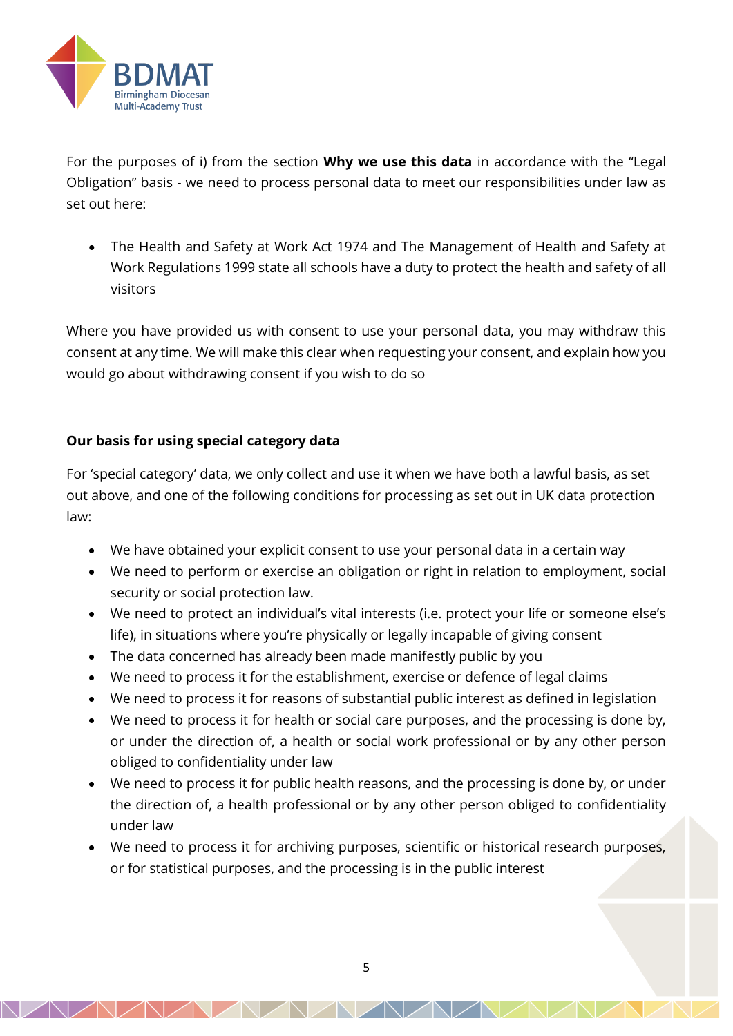For the purposes of i) from the section **Why we use this data** in accordance with the "Legal Obligation" basis - we need to process personal data to meet our responsibilities under law as set out here:

- The Health and Safety at Work Act 1974 and The Management of Health and Safety at Work Regulations 1999 state all schools have a duty to protect the health and safety of all visitors

Where you have provided us with consent to use your personal data, you may withdraw this consent at any time. We will make this clear when requesting your consent, and explain how you would go about withdrawing consent if you wish to do so

**Our basis for using special category data**

For 'special category' data, we only collect and use it when we have both a lawful basis, as set out above, and one of the following conditions for processing as set out in UK data protection law:

- We have obtained your explicit consent to use your personal data in a certain way
- We need to perform or exercise an obligation or right in relation to employment, social security or social protection law.
- We need to protect an individual's vital interests (i.e. protect your life or someone else's life), in situations where you're physically or legally incapable of giving consent
- The data concerned has already been made manifestly public by you
- We need to process it for the establishment, exercise or defence of legal claims
- We need to process it for reasons of substantial public interest as defined in legislation
- We need to process it for health or social care purposes, and the processing is done by, or under the direction of, a health or social work professional or by any other person obliged to confidentiality under law
- We need to process it for public health reasons, and the processing is done by, or under the direction of, a health professional or by any other person obliged to confidentiality under law
- We need to process it for archiving purposes, scientific or historical research purposes, or for statistical purposes, and the processing is in the public interest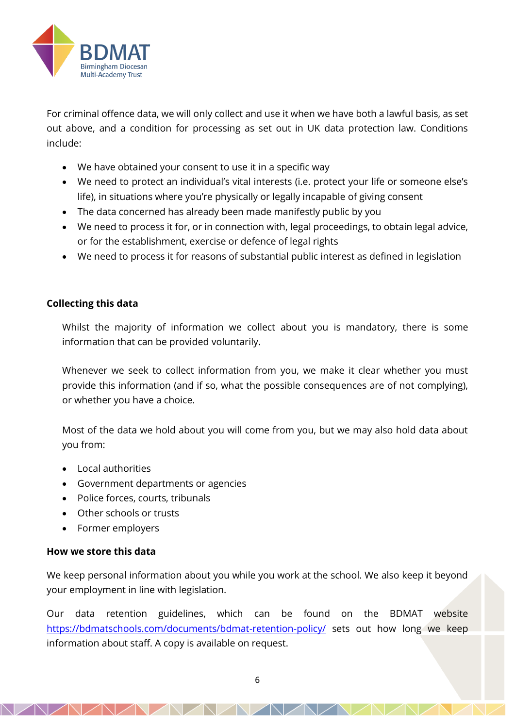For criminal offence data, we will only collect and use it when we have both a lawful basis, as set out above, and a condition for processing as set out in UK data protection law. Conditions include:

- We have obtained your consent to use it in a specific way
- We need to protect an individual's vital interests (i.e. protect your life or someone else's life), in situations where you're physically or legally incapable of giving consent
- The data concerned has already been made manifestly public by you
- We need to process it for, or in connection with, legal proceedings, to obtain legal advice, or for the establishment, exercise or defence of legal rights
- We need to process it for reasons of substantial public interest as defined in legislation

**Collecting this data**

Whilst the majority of information we collect about you is mandatory, there is some information that can be provided voluntarily.

Whenever we seek to collect information from you, we make it clear whether you must provide this information (and if so, what the possible consequences are of not complying), or whether you have a choice.

Most of the data we hold about you will come from you, but we may also hold data about you from:

- Local authorities
- Government departments or agencies
- Police forces, courts, tribunals
- Other schools or trusts
- Former employers

**How we store this data**

We keep personal information about you while you work at the school. We also keep it beyond your employment in line with legislation.

Our data retention guidelines, which can be found on the BDMAT website [https://bdmatschools.com/documents/bdmat-retention-policy/](https://bdmatschools.com/documents/bdmat-retention-policy/) sets out how long we keep information about staff. A copy is available on request.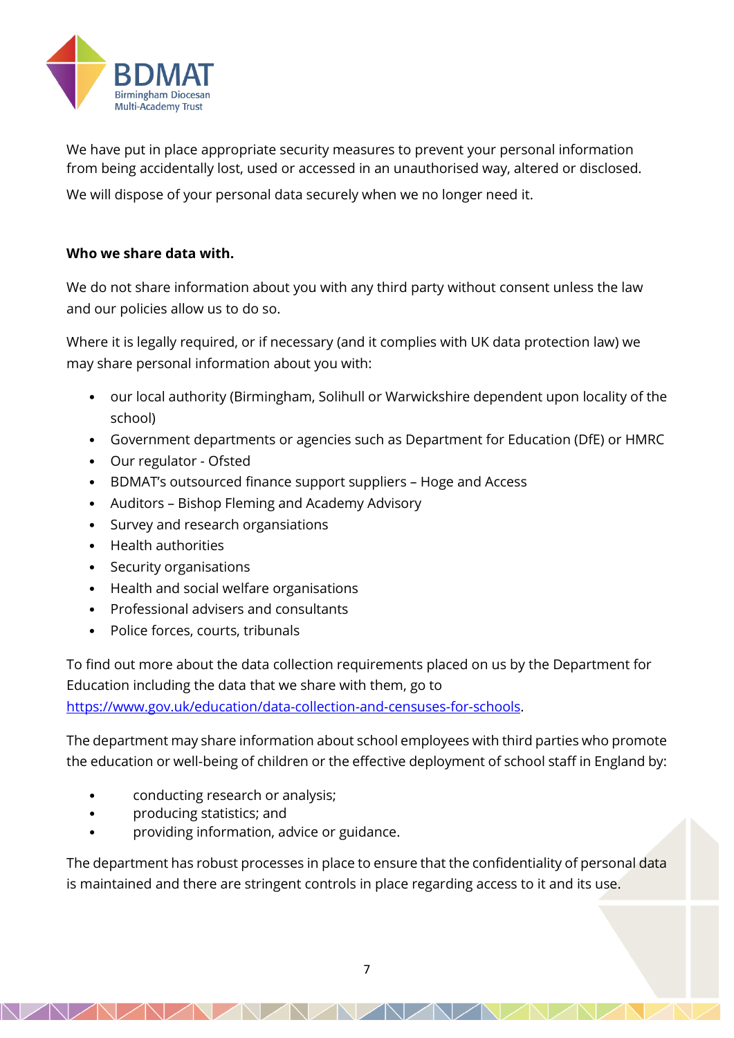We have put in place appropriate security measures to prevent your personal information from being accidentally lost, used or accessed in an unauthorised way, altered or disclosed.

We will dispose of your personal data securely when we no longer need it.

**Who we share data with.**

We do not share information about you with any third party without consent unless the law and our policies allow us to do so.

Where it is legally required, or if necessary (and it complies with UK data protection law) we may share personal information about you with:

- our local authority (Birmingham, Solihull or Warwickshire dependent upon locality of the school)
- Government departments or agencies such as Department for Education (DfE) or HMRC
- Our regulator - Ofsted
- BDMAT's outsourced finance support suppliers – Hoge and Access
- Auditors – Bishop Fleming and Academy Advisory
- Survey and research organisations
- Health authorities
- Security organisations
- Health and social welfare organisations
- Professional advisers and consultants
- Police forces, courts, tribunals

To find out more about the data collection requirements placed on us by the Department for Education including the data that we share with them, go to [https://www.gov.uk/education/data-collection-and-censuses-for-schools](https://www.gov.uk/education/data-collection-and-censuses-for-schools).

The department may share information about school employees with third parties who promote the education or well-being of children or the effective deployment of school staff in England by:

- conducting research or analysis;
- producing statistics; and
- providing information, advice or guidance.

The department has robust processes in place to ensure that the confidentiality of personal data is maintained and there are stringent controls in place regarding access to it and its use.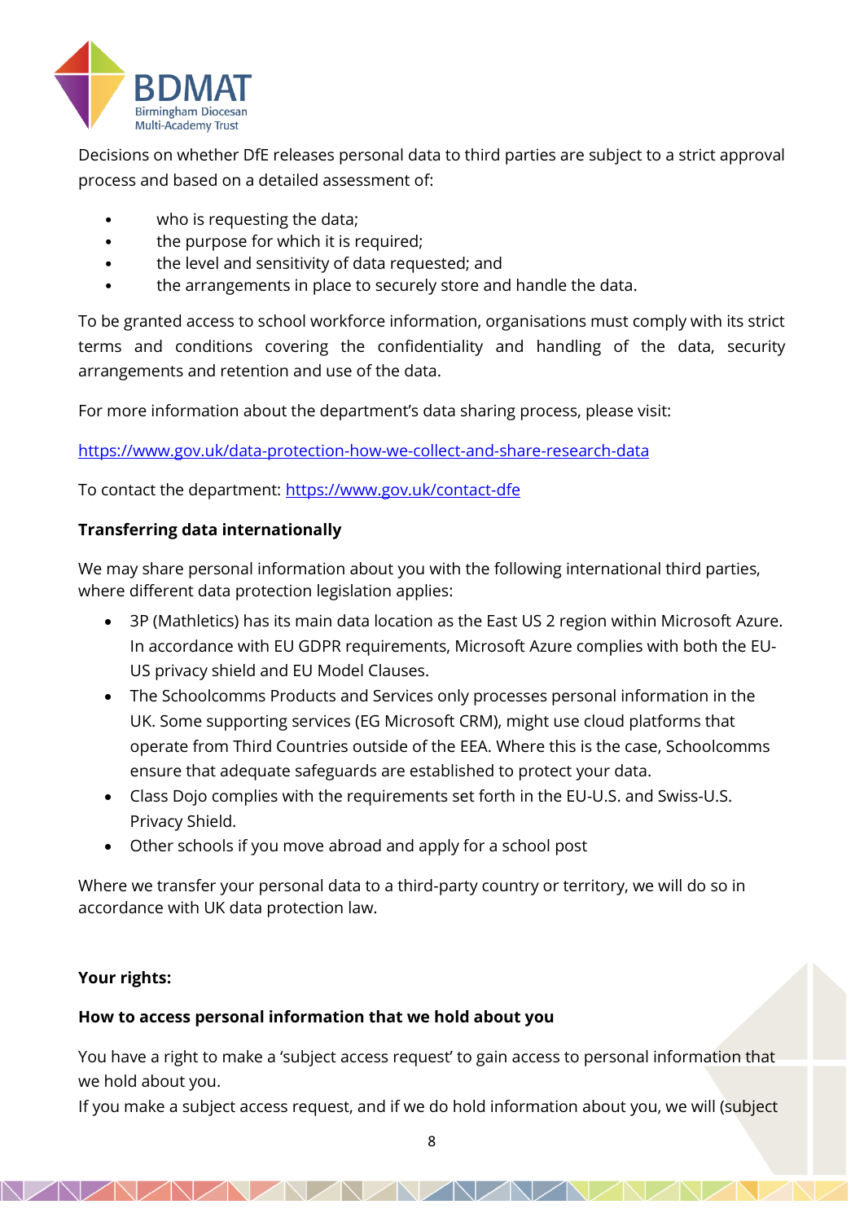Decisions on whether DfE releases personal data to third parties are subject to a strict approval process and based on a detailed assessment of:

- who is requesting the data;
- the purpose for which it is required;
- the level and sensitivity of data requested; and
- the arrangements in place to securely store and handle the data.

To be granted access to school workforce information, organisations must comply with its strict terms and conditions covering the confidentiality and handling of the data, security arrangements and retention and use of the data.

For more information about the department's data sharing process, please visit:

[https://www.gov.uk/data-protection-how-we-collect-and-share-research-data](https://www.gov.uk/data-protection-how-we-collect-and-share-research-data)

To contact the department: [https://www.gov.uk/contact-dfe](https://www.gov.uk/contact-dfe)

**Transferring data internationally**

We may share personal information about you with the following international third parties, where different data protection legislation applies:

- 3P (Mathletics) has its main data location as the East US 2 region within Microsoft Azure. In accordance with EU GDPR requirements, Microsoft Azure complies with both the EU-US privacy shield and EU Model Clauses.
- The Schoolcomms Products and Services only processes personal information in the UK. Some supporting services (EG Microsoft CRM), might use cloud platforms that operate from Third Countries outside of the EEA. Where this is the case, Schoolcomms ensure that adequate safeguards are established to protect your data.
- Class Dojo complies with the requirements set forth in the EU-U.S. and Swiss-U.S. Privacy Shield.
- Other schools if you move abroad and apply for a school post

Where we transfer your personal data to a third-party country or territory, we will do so in accordance with UK data protection law.

**Your rights:**

**How to access personal information that we hold about you**

You have a right to make a 'subject access request' to gain access to personal information that we hold about you.

If you make a subject access request, and if we do hold information about you, we will (subject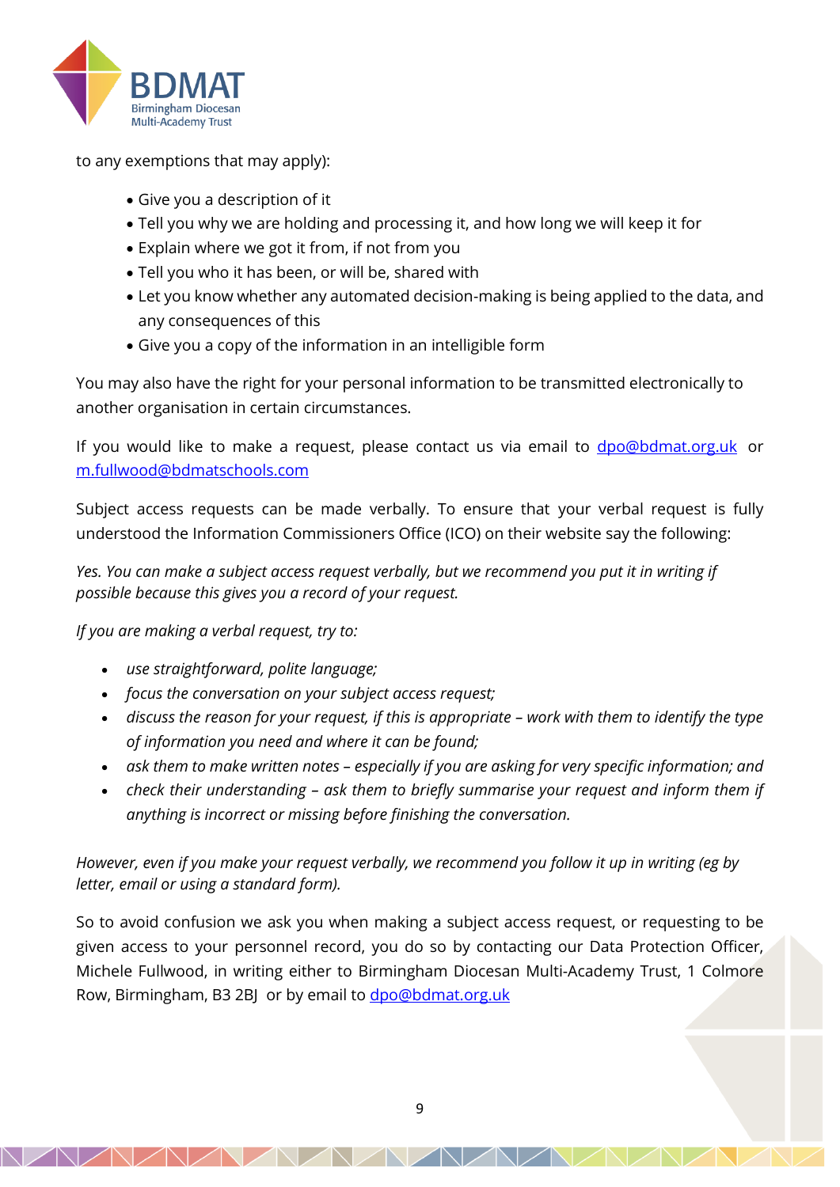to any exemptions that may apply):

- Give you a description of it
- Tell you why we are holding and processing it, and how long we will keep it for
- Explain where we got it from, if not from you
- Tell you who it has been, or will be, shared with
- Let you know whether any automated decision-making is being applied to the data, and any consequences of this
- Give you a copy of the information in an intelligible form

You may also have the right for your personal information to be transmitted electronically to another organisation in certain circumstances.

If you would like to make a request, please contact us via email to dpo@bdmat.org.uk or m.fullwood@bdmatschools.com

Subject access requests can be made verbally. To ensure that your verbal request is fully understood the Information Commissioners Office (ICO) on their website say the following:

*Yes. You can make a subject access request verbally, but we recommend you put it in writing if possible because this gives you a record of your request.*

*If you are making a verbal request, try to:*

- *use straightforward, polite language;*
- *focus the conversation on your subject access request;*
- *discuss the reason for your request, if this is appropriate – work with them to identify the type of information you need and where it can be found;*
- *ask them to make written notes – especially if you are asking for very specific information; and*
- *check their understanding – ask them to briefly summarise your request and inform them if anything is incorrect or missing before finishing the conversation.*

*However, even if you make your request verbally, we recommend you follow it up in writing (eg by letter, email or using a standard form).*

So to avoid confusion we ask you when making a subject access request, or requesting to be given access to your personnel record, you do so by contacting our Data Protection Officer, Michele Fullwood, in writing either to Birmingham Diocesan Multi-Academy Trust, 1 Colmore Row, Birmingham, B3 2BJ or by email to dpo@bdmat.org.uk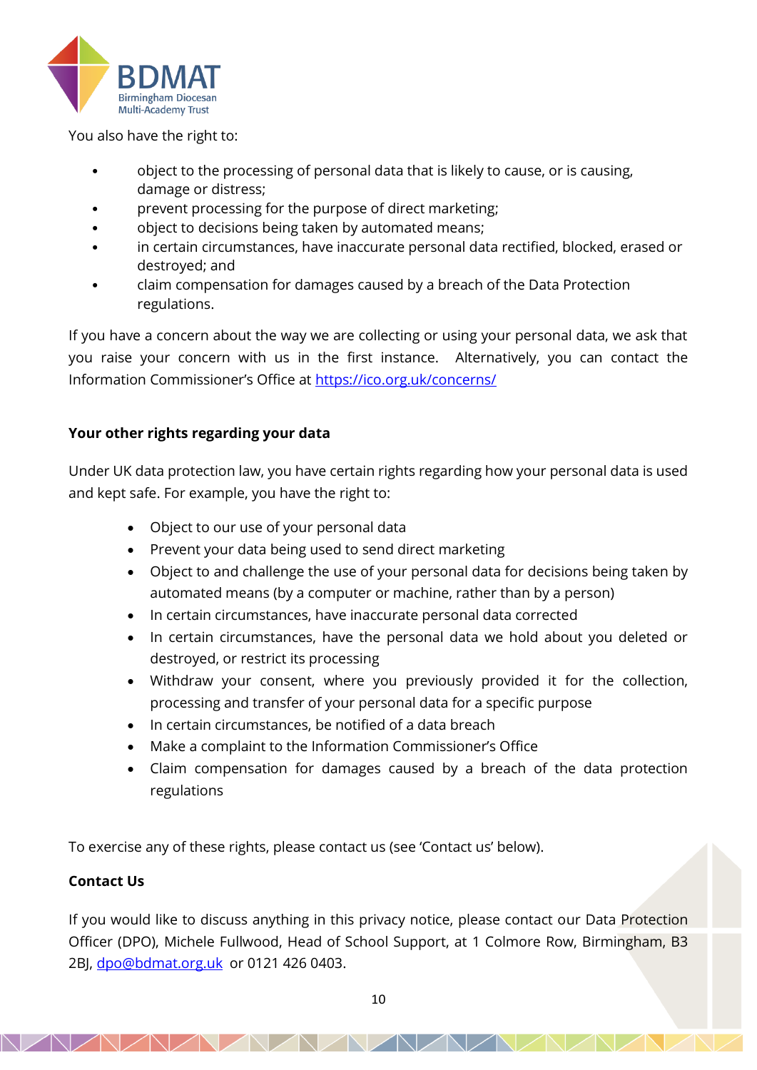You also have the right to:

- object to the processing of personal data that is likely to cause, or is causing, damage or distress;
- prevent processing for the purpose of direct marketing;
- object to decisions being taken by automated means;
- in certain circumstances, have inaccurate personal data rectified, blocked, erased or destroyed; and
- claim compensation for damages caused by a breach of the Data Protection regulations.

If you have a concern about the way we are collecting or using your personal data, we ask that you raise your concern with us in the first instance. Alternatively, you can contact the Information Commissioner's Office at https://ico.org.uk/concerns/

**Your other rights regarding your data**

Under UK data protection law, you have certain rights regarding how your personal data is used and kept safe. For example, you have the right to:

- Object to our use of your personal data
- Prevent your data being used to send direct marketing
- Object to and challenge the use of your personal data for decisions being taken by automated means (by a computer or machine, rather than by a person)
- In certain circumstances, have inaccurate personal data corrected
- In certain circumstances, have the personal data we hold about you deleted or destroyed, or restrict its processing
- Withdraw your consent, where you previously provided it for the collection, processing and transfer of your personal data for a specific purpose
- In certain circumstances, be notified of a data breach
- Make a complaint to the Information Commissioner's Office
- Claim compensation for damages caused by a breach of the data protection regulations

To exercise any of these rights, please contact us (see 'Contact us' below).

**Contact Us**

If you would like to discuss anything in this privacy notice, please contact our Data Protection Officer (DPO), Michele Fullwood, Head of School Support, at 1 Colmore Row, Birmingham, B3 2BJ, dpo@bdmat.org.uk or 0121 426 0403.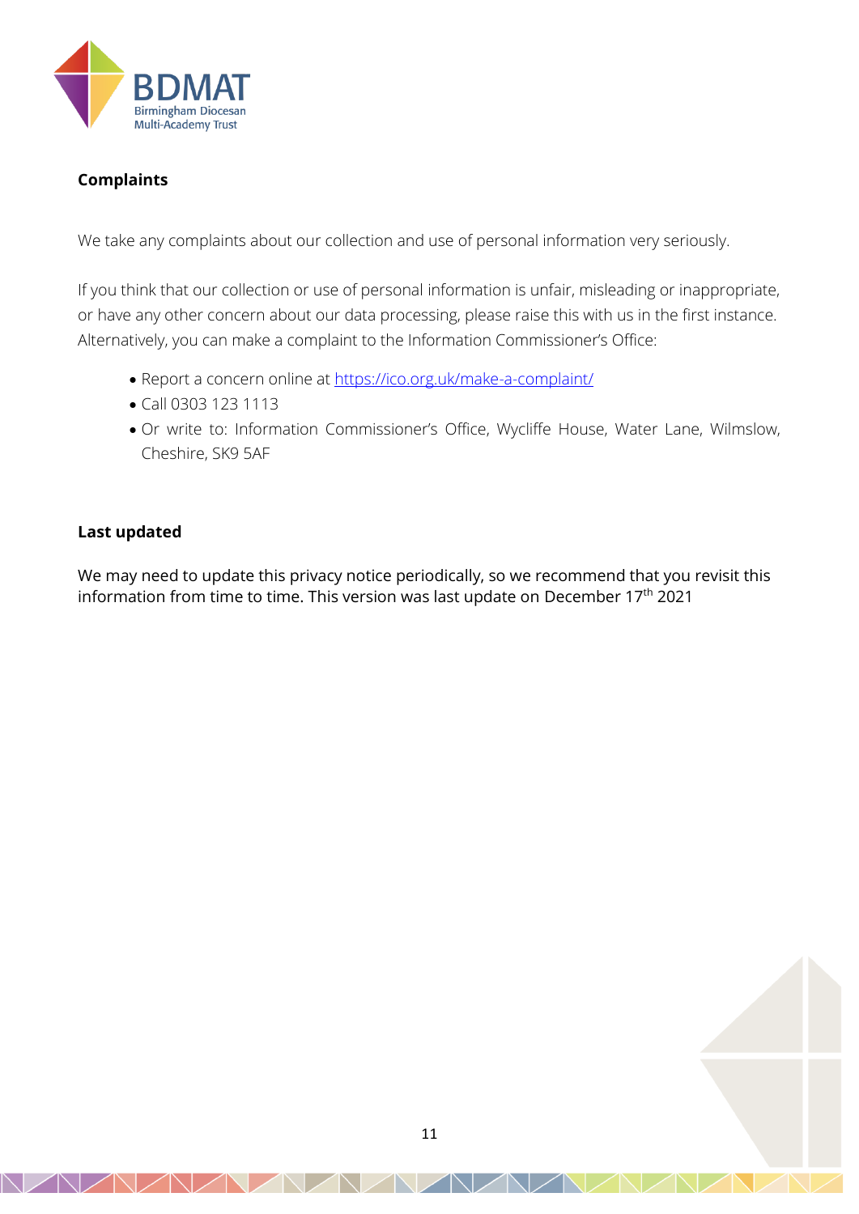**Complaints**

We take any complaints about our collection and use of personal information very seriously.

If you think that our collection or use of personal information is unfair, misleading or inappropriate, or have any other concern about our data processing, please raise this with us in the first instance. Alternatively, you can make a complaint to the Information Commissioner's Office:

- Report a concern online at https://ico.org.uk/make-a-complaint/
- Call 0303 123 1113
- Or write to: Information Commissioner's Office, Wycliffe House, Water Lane, Wilmslow, Cheshire, SK9 5AF

**Last updated**

We may need to update this privacy notice periodically, so we recommend that you revisit this information from time to time. This version was last update on December 17th 2021